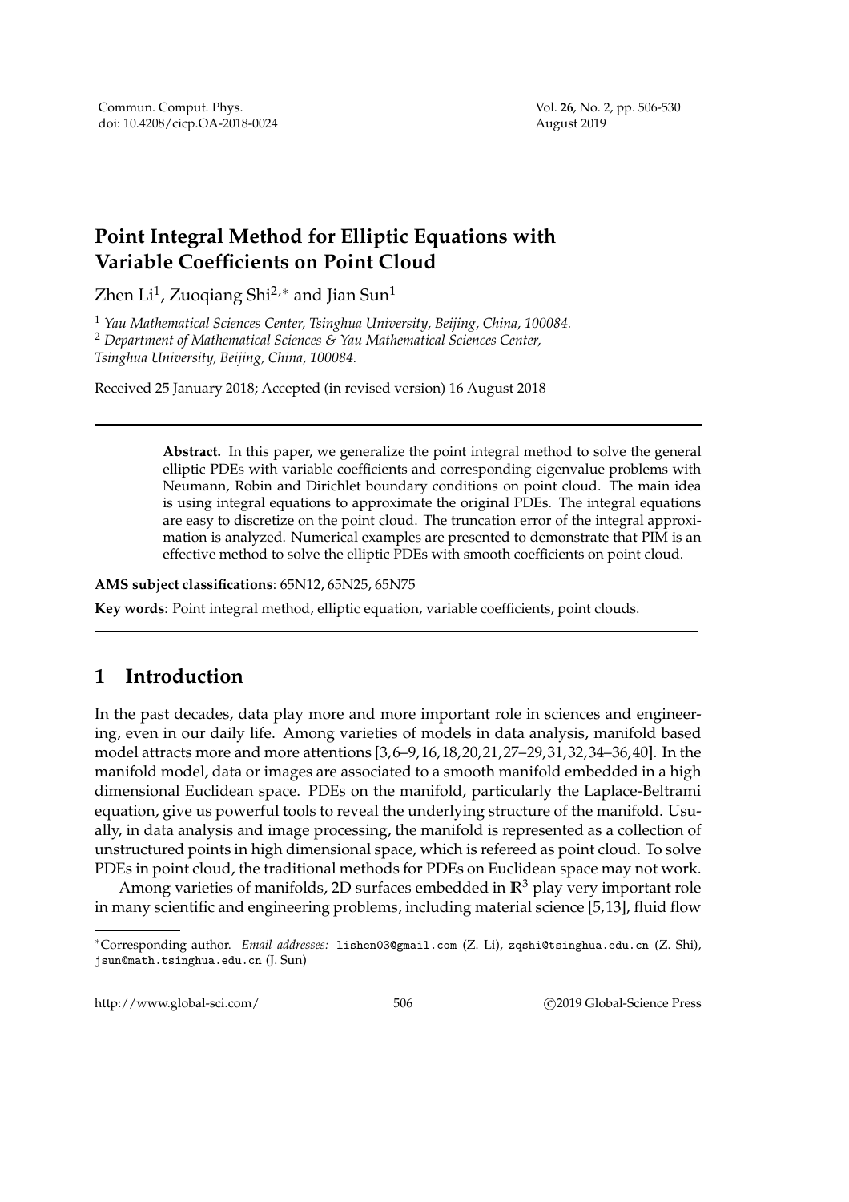# Point Integral Method for Elliptic Equations with Variable Coefficients on Point Cloud

Zhen Li[1], Zuoqiang Shi[2,*] and Jian Sun[1]

[1] *Yau Mathematical Sciences Center, Tsinghua University, Beijing, China, 100084.*
[2] *Department of Mathematical Sciences & Yau Mathematical Sciences Center, Tsinghua University, Beijing, China, 100084.*

Received 25 January 2018; Accepted (in revised version) 16 August 2018

---

**Abstract.** In this paper, we generalize the point integral method to solve the general elliptic PDEs with variable coefficients and corresponding eigenvalue problems with Neumann, Robin and Dirichlet boundary conditions on point cloud. The main idea is using integral equations to approximate the original PDEs. The integral equations are easy to discretize on the point cloud. The truncation error of the integral approximation is analyzed. Numerical examples are presented to demonstrate that PIM is an effective method to solve the elliptic PDEs with smooth coefficients on point cloud.

**AMS subject classifications**: 65N12, 65N25, 65N75

**Key words**: Point integral method, elliptic equation, variable coefficients, point clouds.

---

## 1 Introduction

In the past decades, data play more and more important role in sciences and engineering, even in our daily life. Among varieties of models in data analysis, manifold based model attracts more and more attentions [3,6–9,16,18,20,21,27–29,31,32,34–36,40]. In the manifold model, data or images are associated to a smooth manifold embedded in a high dimensional Euclidean space. PDEs on the manifold, particularly the Laplace-Beltrami equation, give us powerful tools to reveal the underlying structure of the manifold. Usually, in data analysis and image processing, the manifold is represented as a collection of unstructured points in high dimensional space, which is refereed as point cloud. To solve PDEs in point cloud, the traditional methods for PDEs on Euclidean space may not work.

Among varieties of manifolds, 2D surfaces embedded in $\mathbb{R}^3$ play very important role in many scientific and engineering problems, including material science [5,13], fluid flow

---

*Corresponding author. *Email addresses:* lishen03@gmail.com (Z. Li), zqshi@tsinghua.edu.cn (Z. Shi), jsun@math.tsinghua.edu.cn (J. Sun)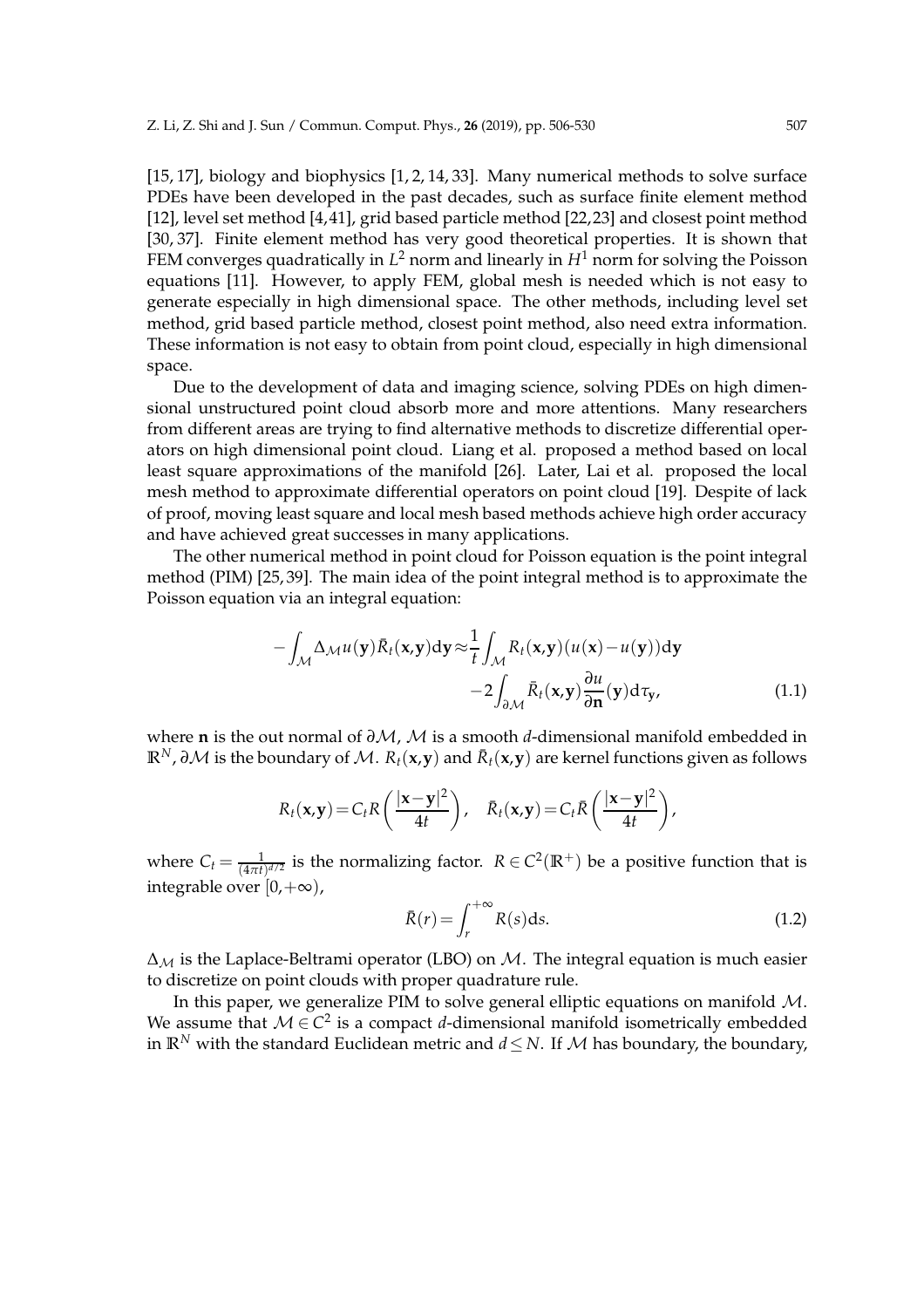[15, 17], biology and biophysics [1, 2, 14, 33]. Many numerical methods to solve surface PDEs have been developed in the past decades, such as surface finite element method [12], level set method [4, 41], grid based particle method [22, 23] and closest point method [30, 37]. Finite element method has very good theoretical properties. It is shown that FEM converges quadratically in $L^2$ norm and linearly in $H^1$ norm for solving the Poisson equations [11]. However, to apply FEM, global mesh is needed which is not easy to generate especially in high dimensional space. The other methods, including level set method, grid based particle method, closest point method, also need extra information. These information is not easy to obtain from point cloud, especially in high dimensional space.

Due to the development of data and imaging science, solving PDEs on high dimensional unstructured point cloud absorb more and more attentions. Many researchers from different areas are trying to find alternative methods to discretize differential operators on high dimensional point cloud. Liang et al. proposed a method based on local least square approximations of the manifold [26]. Later, Lai et al. proposed the local mesh method to approximate differential operators on point cloud [19]. Despite of lack of proof, moving least square and local mesh based methods achieve high order accuracy and have achieved great successes in many applications.

The other numerical method in point cloud for Poisson equation is the point integral method (PIM) [25, 39]. The main idea of the point integral method is to approximate the Poisson equation via an integral equation:

$$-\int_{\mathcal{M}} \Delta_{\mathcal{M}} u(\mathbf{y}) \bar{R}_t(\mathbf{x},\mathbf{y}) \mathrm{d}\mathbf{y} \approx \frac{1}{t} \int_{\mathcal{M}} R_t(\mathbf{x},\mathbf{y})(u(\mathbf{x}) - u(\mathbf{y})) \mathrm{d}\mathbf{y} - 2\int_{\partial \mathcal{M}} \bar{R}_t(\mathbf{x},\mathbf{y}) \frac{\partial u}{\partial \mathbf{n}}(\mathbf{y}) \mathrm{d}\tau_{\mathbf{y}}, \tag{1.1}$$

where $\mathbf{n}$ is the out normal of $\partial\mathcal{M}$, $\mathcal{M}$ is a smooth $d$-dimensional manifold embedded in $\mathbb{R}^N$, $\partial\mathcal{M}$ is the boundary of $\mathcal{M}$. $R_t(\mathbf{x},\mathbf{y})$ and $\bar{R}_t(\mathbf{x},\mathbf{y})$ are kernel functions given as follows

$$R_t(\mathbf{x},\mathbf{y}) = C_t R\left(\frac{|\mathbf{x}-\mathbf{y}|^2}{4t}\right), \quad \bar{R}_t(\mathbf{x},\mathbf{y}) = C_t \bar{R}\left(\frac{|\mathbf{x}-\mathbf{y}|^2}{4t}\right),$$

where $C_t = \frac{1}{(4\pi t)^{d/2}}$ is the normalizing factor. $R \in C^2(\mathbb{R}^+)$ be a positive function that is integrable over $[0,+\infty)$,

$$\bar{R}(r) = \int_r^{+\infty} R(s) \mathrm{d}s. \tag{1.2}$$

$\Delta_{\mathcal{M}}$ is the Laplace-Beltrami operator (LBO) on $\mathcal{M}$. The integral equation is much easier to discretize on point clouds with proper quadrature rule.

In this paper, we generalize PIM to solve general elliptic equations on manifold $\mathcal{M}$. We assume that $\mathcal{M} \in C^2$ is a compact $d$-dimensional manifold isometrically embedded in $\mathbb{R}^N$ with the standard Euclidean metric and $d \leq N$. If $\mathcal{M}$ has boundary, the boundary,